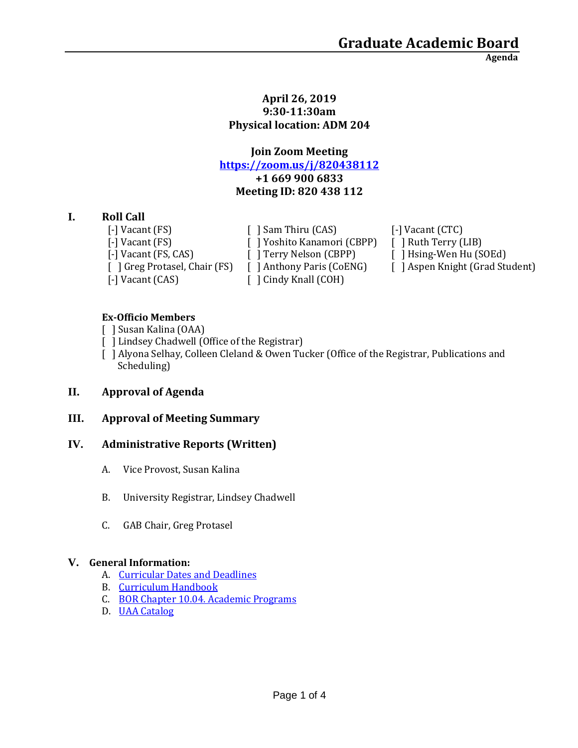# Graduate Academic Board

**Agenda**

**April 26, 2019**
**9:30-11:30am**
**Physical location: ADM 204**

**Join Zoom Meeting**
**[https://zoom.us/j/820438112](https://zoom.us/j/820438112)**
**+1 669 900 6833**
**Meeting ID: 820 438 112**

## I. Roll Call

[-] Vacant (FS)
[-] Vacant (FS)
[-] Vacant (FS, CAS)
[ ] Greg Protasel, Chair (FS)
[-] Vacant (CAS)
[ ] Sam Thiru (CAS)
[ ] Yoshito Kanamori (CBPP)
[ ] Terry Nelson (CBPP)
[ ] Anthony Paris (CoENG)
[ ] Cindy Knall (COH)
[-] Vacant (CTC)
[ ] Ruth Terry (LIB)
[ ] Hsing-Wen Hu (SOEd)
[ ] Aspen Knight (Grad Student)

**Ex-Officio Members**

[ ] Susan Kalina (OAA)
[ ] Lindsey Chadwell (Office of the Registrar)
[ ] Alyona Selhay, Colleen Cleland & Owen Tucker (Office of the Registrar, Publications and Scheduling)

## II. Approval of Agenda

## III. Approval of Meeting Summary

## IV. Administrative Reports (Written)

A. Vice Provost, Susan Kalina

B. University Registrar, Lindsey Chadwell

C. GAB Chair, Greg Protasel

## V. General Information:

A. Curricular Dates and Deadlines
B. Curriculum Handbook
C. BOR Chapter 10.04. Academic Programs
D. UAA Catalog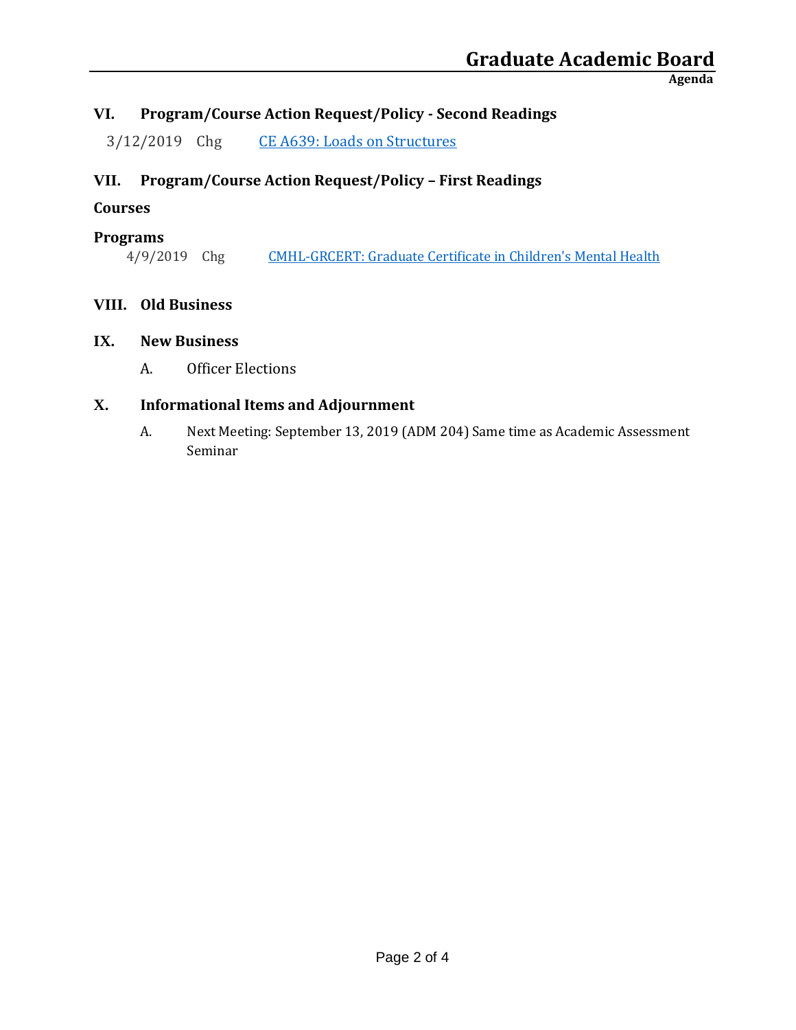## VI. Program/Course Action Request/Policy - Second Readings

3/12/2019 Chg [CE A639: Loads on Structures]

## VII. Program/Course Action Request/Policy – First Readings

### Courses

### Programs

4/9/2019 Chg [CMHL-GRCERT: Graduate Certificate in Children's Mental Health]

## VIII. Old Business

## IX. New Business

A. Officer Elections

## X. Informational Items and Adjournment

A. Next Meeting: September 13, 2019 (ADM 204) Same time as Academic Assessment Seminar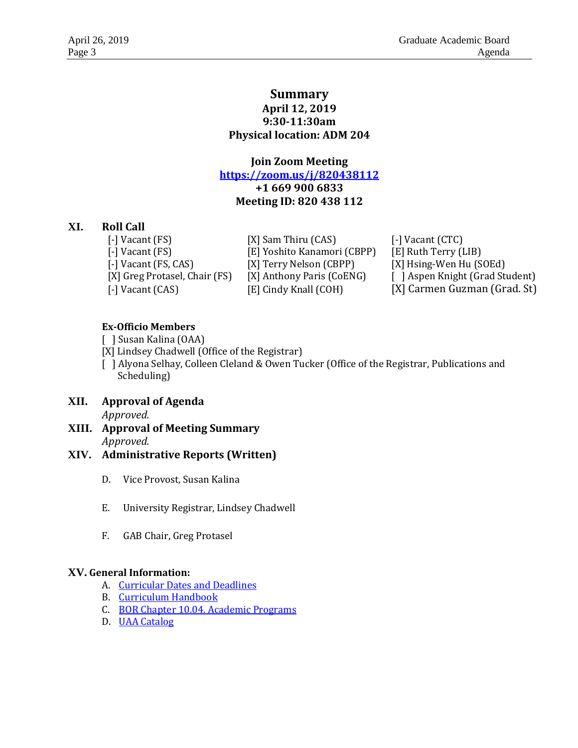# Summary

**April 12, 2019**
**9:30-11:30am**
**Physical location: ADM 204**

**Join Zoom Meeting**
**[https://zoom.us/j/820438112](https://zoom.us/j/820438112)**
**+1 669 900 6833**
**Meeting ID: 820 438 112**

## XI. Roll Call

[-] Vacant (FS)
[-] Vacant (FS)
[-] Vacant (FS, CAS)
[X] Greg Protasel, Chair (FS)
[-] Vacant (CAS)
[X] Sam Thiru (CAS)
[E] Yoshito Kanamori (CBPP)
[X] Terry Nelson (CBPP)
[X] Anthony Paris (CoENG)
[E] Cindy Knall (COH)
[-] Vacant (CTC)
[E] Ruth Terry (LIB)
[X] Hsing-Wen Hu (SOEd)
[ ] Aspen Knight (Grad Student)
[X] Carmen Guzman (Grad. St)

**Ex-Officio Members**

[ ] Susan Kalina (OAA)
[X] Lindsey Chadwell (Office of the Registrar)
[ ] Alyona Selhay, Colleen Cleland & Owen Tucker (Office of the Registrar, Publications and Scheduling)

## XII. Approval of Agenda

*Approved.*

## XIII. Approval of Meeting Summary

*Approved.*

## XIV. Administrative Reports (Written)

D. Vice Provost, Susan Kalina

E. University Registrar, Lindsey Chadwell

F. GAB Chair, Greg Protasel

## XV. General Information:

A. Curricular Dates and Deadlines
B. Curriculum Handbook
C. BOR Chapter 10.04. Academic Programs
D. UAA Catalog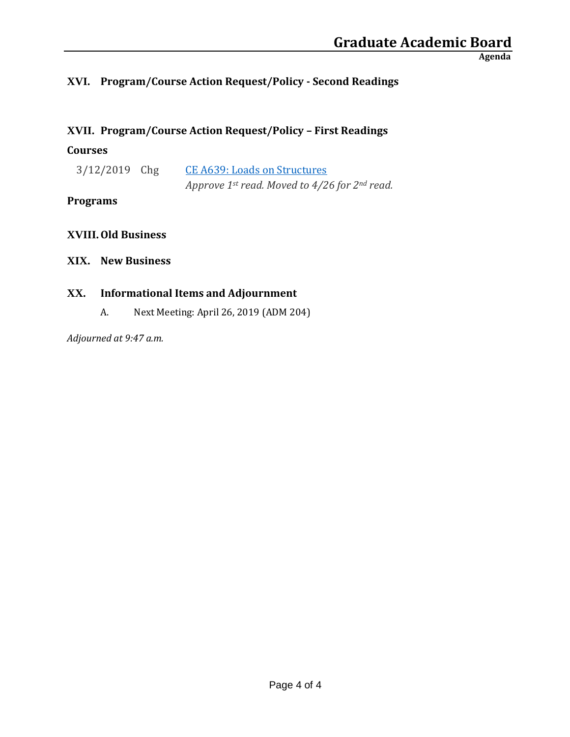## XVI. Program/Course Action Request/Policy - Second Readings

## XVII. Program/Course Action Request/Policy – First Readings

### Courses

3/12/2019 Chg [CE A639: Loads on Structures]
*Approve 1st read. Moved to 4/26 for 2nd read.*

### Programs

## XVIII. Old Business

## XIX. New Business

## XX. Informational Items and Adjournment

A. Next Meeting: April 26, 2019 (ADM 204)

*Adjourned at 9:47 a.m.*